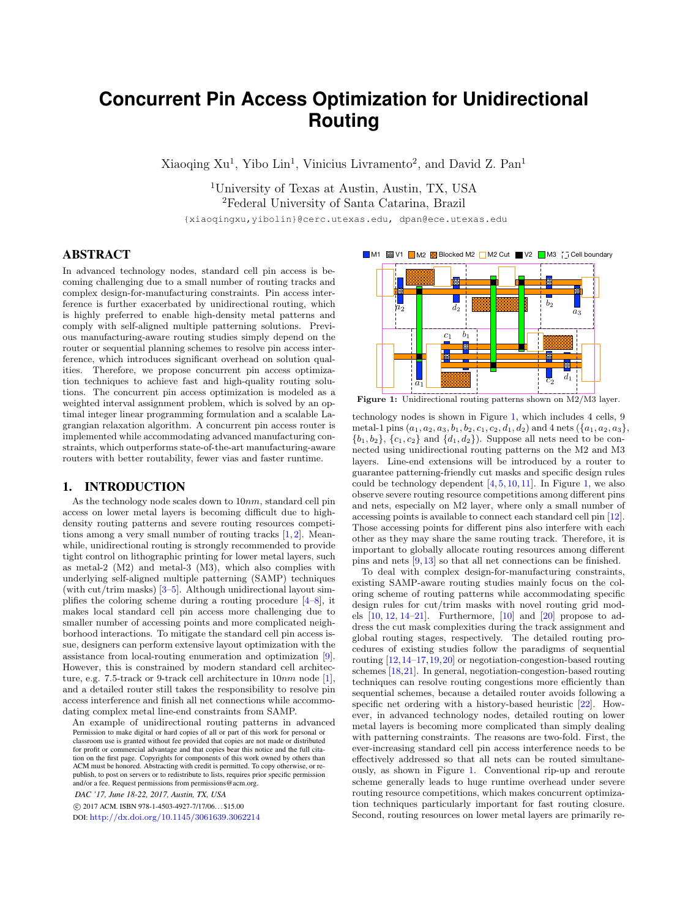# Concurrent Pin Access Optimization for Unidirectional Routing

Xiaoqing Xu[1], Yibo Lin[1], Vinicius Livramento[2], and David Z. Pan[1]

[1]University of Texas at Austin, Austin, TX, USA
[2]Federal University of Santa Catarina, Brazil

{xiaoqingxu,yibolin}@cerc.utexas.edu, dpan@ece.utexas.edu

## ABSTRACT

In advanced technology nodes, standard cell pin access is becoming challenging due to a small number of routing tracks and complex design-for-manufacturing constraints. Pin access interference is further exacerbated by unidirectional routing, which is highly preferred to enable high-density metal patterns and comply with self-aligned multiple patterning solutions. Previous manufacturing-aware routing studies simply depend on the router or sequential planning schemes to resolve pin access interference, which introduces significant overhead on solution qualities. Therefore, we propose concurrent pin access optimization techniques to achieve fast and high-quality routing solutions. The concurrent pin access optimization is modeled as a weighted interval assignment problem, which is solved by an optimal integer linear programming formulation and a scalable Lagrangian relaxation algorithm. A concurrent pin access router is implemented while accommodating advanced manufacturing constraints, which outperforms state-of-the-art manufacturing-aware routers with better routability, fewer vias and faster runtime.

## 1. INTRODUCTION

As the technology node scales down to $10nm$, standard cell pin access on lower metal layers is becoming difficult due to high-density routing patterns and severe routing resources competitions among a very small number of routing tracks [1, 2]. Meanwhile, unidirectional routing is strongly recommended to provide tight control on lithographic printing for lower metal layers, such as metal-2 (M2) and metal-3 (M3), which also complies with underlying self-aligned multiple patterning (SAMP) techniques (with cut/trim masks) [3–5]. Although unidirectional layout simplifies the coloring scheme during a routing procedure [4–8], it makes local standard cell pin access more challenging due to smaller number of accessing points and more complicated neighborhood interactions. To mitigate the standard cell pin access issue, designers can perform extensive layout optimization with the assistance from local-routing enumeration and optimization [9]. However, this is constrained by modern standard cell architecture, e.g. 7.5-track or 9-track cell architecture in $10nm$ node [1], and a detailed router still takes the responsibility to resolve pin access interference and finish all net connections while accommodating complex metal line-end constraints from SAMP.

An example of unidirectional routing patterns in advanced technology nodes is shown in Figure 1, which includes 4 cells, 9 metal-1 pins ($a_1, a_2, a_3, b_1, b_2, c_1, c_2, d_1, d_2$) and 4 nets ($\{a_1, a_2, a_3\}$, $\{b_1, b_2\}$, $\{c_1, c_2\}$ and $\{d_1, d_2\}$). Suppose all nets need to be connected using unidirectional routing patterns on the M2 and M3 layers. Line-end extensions will be introduced by a router to guarantee patterning-friendly cut masks and specific design rules could be technology dependent [4, 5, 10, 11]. In Figure 1, we also observe severe routing resource competitions among different pins and nets, especially on M2 layer, where only a small number of accessing points is available to connect each standard cell pin [12]. Those accessing points for different pins also interfere with each other as they may share the same routing track. Therefore, it is important to globally allocate routing resources among different pins and nets [9, 13] so that all net connections can be finished.

M1 V1 M2 Blocked M2 M2 Cut V2 M3 Cell boundary

$a_2$ $d_2$ $b_2$ $a_3$ $c_1$ $b_1$ $a_1$ $c_2$ $d_1$

**Figure 1:** Unidirectional routing patterns shown on M2/M3 layer.

To deal with complex design-for-manufacturing constraints, existing SAMP-aware routing studies mainly focus on the coloring scheme of routing patterns while accommodating specific design rules for cut/trim masks with novel routing grid models [10, 12, 14–21]. Furthermore, [10] and [20] propose to address the cut mask complexities during the track assignment and global routing stages, respectively. The detailed routing procedures of existing studies follow the paradigms of sequential routing [12, 14–17, 19, 20] or negotiation-congestion-based routing schemes [18, 21]. In general, negotiation-congestion-based routing techniques can resolve routing congestions more efficiently than sequential schemes, because a detailed router avoids following a specific net ordering with a history-based heuristic [22]. However, in advanced technology nodes, detailed routing on lower metal layers is becoming more complicated than simply dealing with patterning constraints. The reasons are two-fold. First, the ever-increasing standard cell pin access interference needs to be effectively addressed so that all nets can be routed simultaneously, as shown in Figure 1. Conventional rip-up and reroute scheme generally leads to huge runtime overhead under severe routing resource competitions, which makes concurrent optimization techniques particularly important for fast routing closure. Second, routing resources on lower metal layers are primarily re-

Permission to make digital or hard copies of all or part of this work for personal or classroom use is granted without fee provided that copies are not made or distributed for profit or commercial advantage and that copies bear this notice and the full citation on the first page. Copyrights for components of this work owned by others than ACM must be honored. Abstracting with credit is permitted. To copy otherwise, or republish, to post on servers or to redistribute to lists, requires prior specific permission and/or a fee. Request permissions from permissions@acm.org.

*DAC '17, June 18-22, 2017, Austin, TX, USA*

© 2017 ACM. ISBN 978-1-4503-4927-7/17/06…$15.00

DOI: http://dx.doi.org/10.1145/3061639.3062214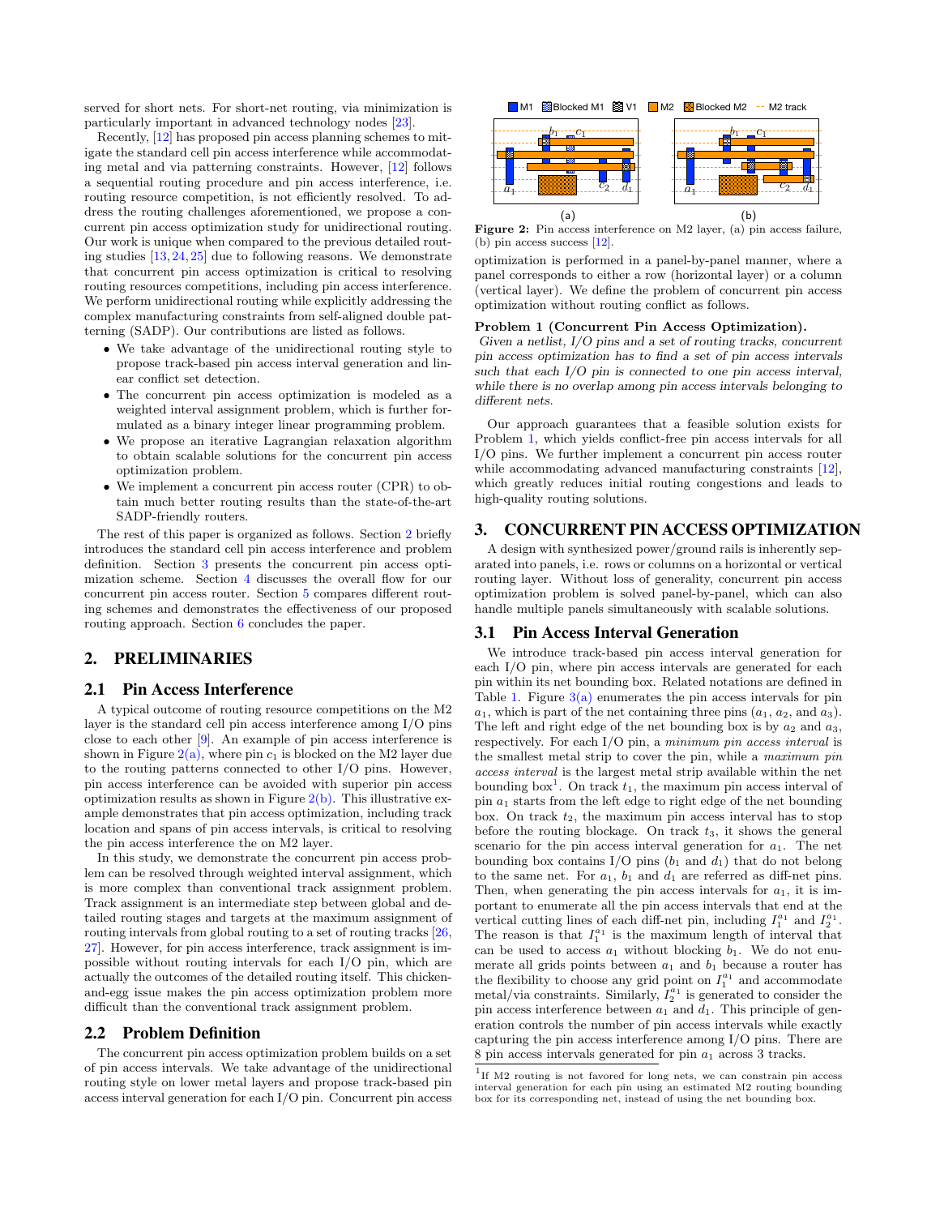served for short nets. For short-net routing, via minimization is particularly important in advanced technology nodes [23].

Recently, [12] has proposed pin access planning schemes to mitigate the standard cell pin access interference while accommodating metal and via patterning constraints. However, [12] follows a sequential routing procedure and pin access interference, i.e. routing resource competition, is not efficiently resolved. To address the routing challenges aforementioned, we propose a concurrent pin access optimization study for unidirectional routing. Our work is unique when compared to the previous detailed routing studies [13, 24, 25] due to following reasons. We demonstrate that concurrent pin access optimization is critical to resolving routing resources competitions, including pin access interference. We perform unidirectional routing while explicitly addressing the complex manufacturing constraints from self-aligned double patterning (SADP). Our contributions are listed as follows.

- We take advantage of the unidirectional routing style to propose track-based pin access interval generation and linear conflict set detection.
- The concurrent pin access optimization is modeled as a weighted interval assignment problem, which is further formulated as a binary integer linear programming problem.
- We propose an iterative Lagrangian relaxation algorithm to obtain scalable solutions for the concurrent pin access optimization problem.
- We implement a concurrent pin access router (CPR) to obtain much better routing results than the state-of-the-art SADP-friendly routers.

The rest of this paper is organized as follows. Section 2 briefly introduces the standard cell pin access interference and problem definition. Section 3 presents the concurrent pin access optimization scheme. Section 4 discusses the overall flow for our concurrent pin access router. Section 5 compares different routing schemes and demonstrates the effectiveness of our proposed routing approach. Section 6 concludes the paper.

## 2. PRELIMINARIES

### 2.1 Pin Access Interference

A typical outcome of routing resource competitions on the M2 layer is the standard cell pin access interference among I/O pins close to each other [9]. An example of pin access interference is shown in Figure 2(a), where pin $c_1$ is blocked on the M2 layer due to the routing patterns connected to other I/O pins. However, pin access interference can be avoided with superior pin access optimization results as shown in Figure 2(b). This illustrative example demonstrates that pin access optimization, including track location and spans of pin access intervals, is critical to resolving the pin access interference the on M2 layer.

In this study, we demonstrate the concurrent pin access problem can be resolved through weighted interval assignment, which is more complex than conventional track assignment problem. Track assignment is an intermediate step between global and detailed routing stages and targets at the maximum assignment of routing intervals from global routing to a set of routing tracks [26, 27]. However, for pin access interference, track assignment is impossible without routing intervals for each I/O pin, which are actually the outcomes of the detailed routing itself. This chicken-and-egg issue makes the pin access optimization problem more difficult than the conventional track assignment problem.

### 2.2 Problem Definition

The concurrent pin access optimization problem builds on a set of pin access intervals. We take advantage of the unidirectional routing style on lower metal layers and propose track-based pin access interval generation for each I/O pin. Concurrent pin access optimization is performed in a panel-by-panel manner, where a panel corresponds to either a row (horizontal layer) or a column (vertical layer). We define the problem of concurrent pin access optimization without routing conflict as follows.

M1 Blocked M1 V1 M2 Blocked M2 M2 track

$b_1$ $c_1$ $a_1$ $c_2$ $d_1$

(a) (b)

**Figure 2:** Pin access interference on M2 layer, (a) pin access failure, (b) pin access success [12].

**Problem 1 (Concurrent Pin Access Optimization).** *Given a netlist, I/O pins and a set of routing tracks, concurrent pin access optimization has to find a set of pin access intervals such that each I/O pin is connected to one pin access interval, while there is no overlap among pin access intervals belonging to different nets.*

Our approach guarantees that a feasible solution exists for Problem 1, which yields conflict-free pin access intervals for all I/O pins. We further implement a concurrent pin access router while accommodating advanced manufacturing constraints [12], which greatly reduces initial routing congestions and leads to high-quality routing solutions.

## 3. CONCURRENT PIN ACCESS OPTIMIZATION

A design with synthesized power/ground rails is inherently separated into panels, i.e. rows or columns on a horizontal or vertical routing layer. Without loss of generality, concurrent pin access optimization problem is solved panel-by-panel, which can also handle multiple panels simultaneously with scalable solutions.

### 3.1 Pin Access Interval Generation

We introduce track-based pin access interval generation for each I/O pin, where pin access intervals are generated for each pin within its net bounding box. Related notations are defined in Table 1. Figure 3(a) enumerates the pin access intervals for pin $a_1$, which is part of the net containing three pins ($a_1$, $a_2$, and $a_3$). The left and right edge of the net bounding box is by $a_2$ and $a_3$, respectively. For each I/O pin, a *minimum pin access interval* is the smallest metal strip to cover the pin, while a *maximum pin access interval* is the largest metal strip available within the net bounding box[1]. On track $t_1$, the maximum pin access interval of pin $a_1$ starts from the left edge to right edge of the net bounding box. On track $t_2$, the maximum pin access interval has to stop before the routing blockage. On track $t_3$, it shows the general scenario for the pin access interval generation for $a_1$. The net bounding box contains I/O pins ($b_1$ and $d_1$) that do not belong to the same net. For $a_1$, $b_1$ and $d_1$ are referred as diff-net pins. Then, when generating the pin access intervals for $a_1$, it is important to enumerate all the pin access intervals that end at the vertical cutting lines of each diff-net pin, including $I_1^{a_1}$ and $I_2^{a_1}$. The reason is that $I_1^{a_1}$ is the maximum length of interval that can be used to access $a_1$ without blocking $b_1$. We do not enumerate all grids points between $a_1$ and $b_1$ because a router has the flexibility to choose any grid point on $I_1^{a_1}$ and accommodate metal/via constraints. Similarly, $I_2^{a_1}$ is generated to consider the pin access interference between $a_1$ and $d_1$. This principle of generation controls the number of pin access intervals while exactly capturing the pin access interference among I/O pins. There are 8 pin access intervals generated for pin $a_1$ across 3 tracks.

[1] If M2 routing is not favored for long nets, we can constrain pin access interval generation for each pin using an estimated M2 routing bounding box for its corresponding net, instead of using the net bounding box.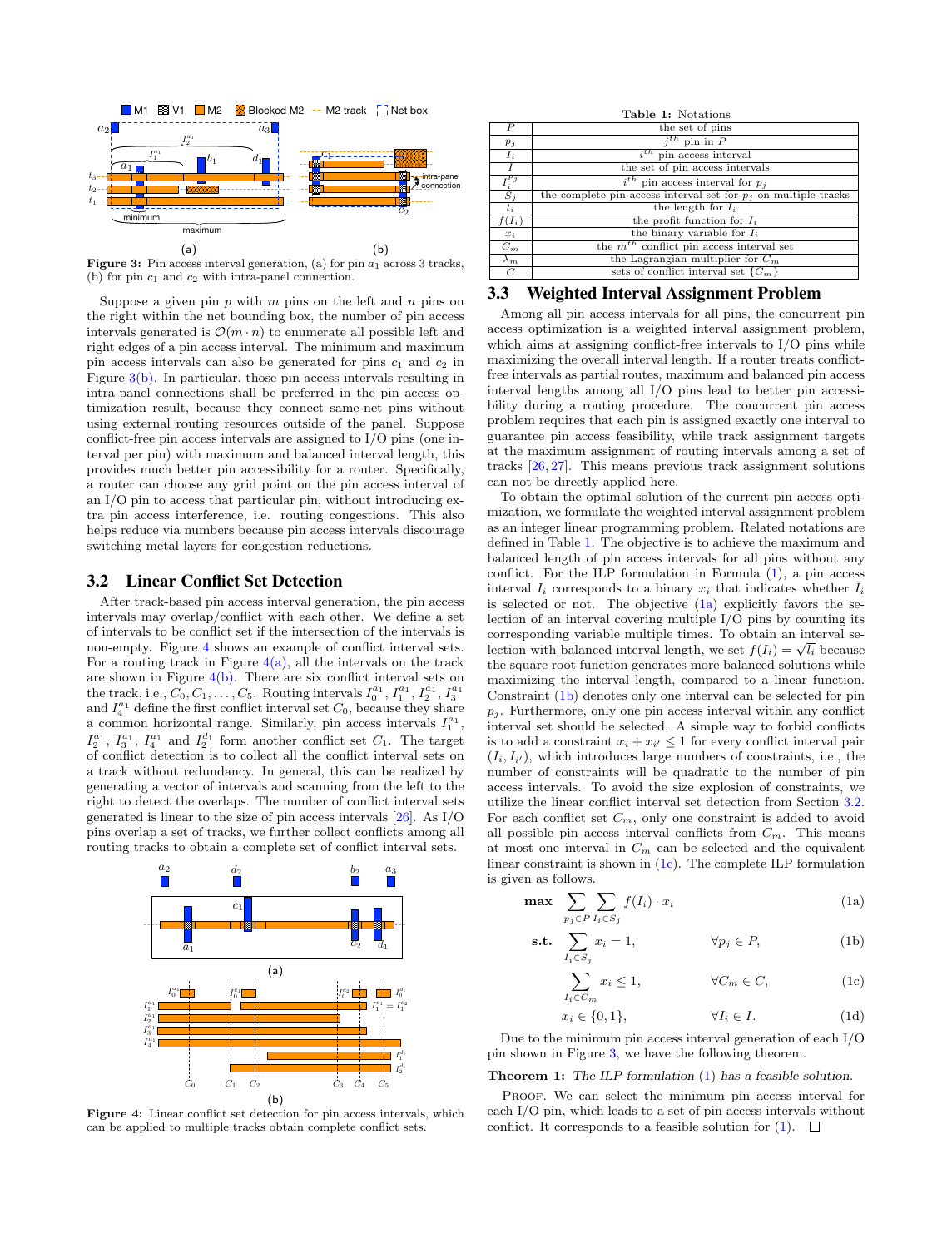Figure 3: Pin access interval generation, (a) for pin $a_1$ across 3 tracks, (b) for pin $c_1$ and $c_2$ with intra-panel connection.

Suppose a given pin $p$ with $m$ pins on the left and $n$ pins on the right within the net bounding box, the number of pin access intervals generated is $\mathcal{O}(m \cdot n)$ to enumerate all possible left and right edges of a pin access interval. The minimum and maximum pin access intervals can also be generated for pins $c_1$ and $c_2$ in Figure 3(b). In particular, those pin access intervals resulting in intra-panel connections shall be preferred in the pin access optimization result, because they connect same-net pins without using external routing resources outside of the panel. Suppose conflict-free pin access intervals are assigned to I/O pins (one interval per pin) with maximum and balanced interval length, this provides much better pin accessibility for a router. Specifically, a router can choose any grid point on the pin access interval of an I/O pin to access that particular pin, without introducing extra pin access interference, i.e. routing congestions. This also helps reduce via numbers because pin access intervals discourage switching metal layers for congestion reductions.

## 3.2 Linear Conflict Set Detection

After track-based pin access interval generation, the pin access intervals may overlap/conflict with each other. We define a set of intervals to be conflict set if the intersection of the intervals is non-empty. Figure 4 shows an example of conflict interval sets. For a routing track in Figure 4(a), all the intervals on the track are shown in Figure 4(b). There are six conflict interval sets on the track, i.e., $C_0, C_1, \ldots, C_5$. Routing intervals $I_0^{a_1}$, $I_1^{a_1}$, $I_2^{a_1}$, $I_3^{a_1}$ and $I_4^{a_1}$ define the first conflict interval set $C_0$, because they share a common horizontal range. Similarly, pin access intervals $I_1^{a_1}$, $I_2^{a_1}$, $I_3^{a_1}$, $I_4^{a_1}$ and $I_2^{d_1}$ form another conflict set $C_1$. The target of conflict detection is to collect all the conflict interval sets on a track without redundancy. In general, this can be realized by generating a vector of intervals and scanning from the left to the right to detect the overlaps. The number of conflict interval sets generated is linear to the size of pin access intervals [26]. As I/O pins overlap a set of tracks, we further collect conflicts among all routing tracks to obtain a complete set of conflict interval sets.

Figure 4: Linear conflict set detection for pin access intervals, which can be applied to multiple tracks obtain complete conflict sets.

**Table 1:** Notations

| | |
|---|---|
| $P$ | the set of pins |
| $p_j$ | $j^{th}$ pin in $P$ |
| $I_i$ | $i^{th}$ pin access interval |
| $I$ | the set of pin access intervals |
| $I_i^{p_j}$ | $i^{th}$ pin access interval for $p_j$ |
| $S_j$ | the complete pin access interval set for $p_j$ on multiple tracks |
| $l_i$ | the length for $I_i$ |
| $f(I_i)$ | the profit function for $I_i$ |
| $x_i$ | the binary variable for $I_i$ |
| $C_m$ | the $m^{th}$ conflict pin access interval set |
| $\lambda_m$ | the Lagrangian multiplier for $C_m$ |
| $C$ | sets of conflict interval set $\{C_m\}$ |

## 3.3 Weighted Interval Assignment Problem

Among all pin access intervals for all pins, the concurrent pin access optimization is a weighted interval assignment problem, which aims at assigning conflict-free intervals to I/O pins while maximizing the overall interval length. If a router treats conflict-free intervals as partial routes, maximum and balanced pin access interval lengths among all I/O pins lead to better pin accessibility during a routing procedure. The concurrent pin access problem requires that each pin is assigned exactly one interval to guarantee pin access feasibility, while track assignment targets at the maximum assignment of routing intervals among a set of tracks [26, 27]. This means previous track assignment solutions can not be directly applied here.

To obtain the optimal solution of the current pin access optimization, we formulate the weighted interval assignment problem as an integer linear programming problem. Related notations are defined in Table 1. The objective is to achieve the maximum and balanced length of pin access intervals for all pins without any conflict. For the ILP formulation in Formula (1), a pin access interval $I_i$ corresponds to a binary $x_i$ that indicates whether $I_i$ is selected or not. The objective (1a) explicitly favors the selection of an interval covering multiple I/O pins by counting its corresponding variable multiple times. To obtain an interval selection with balanced interval length, we set $f(I_i) = \sqrt{l_i}$ because the square root function generates more balanced solutions while maximizing the interval length, compared to a linear function. Constraint (1b) denotes only one interval can be selected for pin $p_j$. Furthermore, only one pin access interval within any conflict interval set should be selected. A simple way to forbid conflicts is to add a constraint $x_i + x_{i'} \leq 1$ for every conflict interval pair $(I_i, I_{i'})$, which introduces large numbers of constraints, i.e., the number of constraints will be quadratic to the number of pin access intervals. To avoid the size explosion of constraints, we utilize the linear conflict interval set detection from Section 3.2. For each conflict set $C_m$, only one constraint is added to avoid all possible pin access interval conflicts from $C_m$. This means at most one interval in $C_m$ can be selected and the equivalent linear constraint is shown in (1c). The complete ILP formulation is given as follows.

$$\textbf{max} \quad \sum_{p_j \in P} \sum_{I_i \in S_j} f(I_i) \cdot x_i \tag{1a}$$

$$\textbf{s.t.} \quad \sum_{I_i \in S_j} x_i = 1, \qquad \forall p_j \in P, \tag{1b}$$

$$\sum_{I_i \in C_m} x_i \leq 1, \qquad \forall C_m \in C, \tag{1c}$$

$$x_i \in \{0, 1\}, \qquad \forall I_i \in I. \tag{1d}$$

Due to the minimum pin access interval generation of each I/O pin shown in Figure 3, we have the following theorem.

**Theorem 1:** *The ILP formulation* (1) *has a feasible solution.*

PROOF. We can select the minimum pin access interval for each I/O pin, which leads to a set of pin access intervals without conflict. It corresponds to a feasible solution for (1). □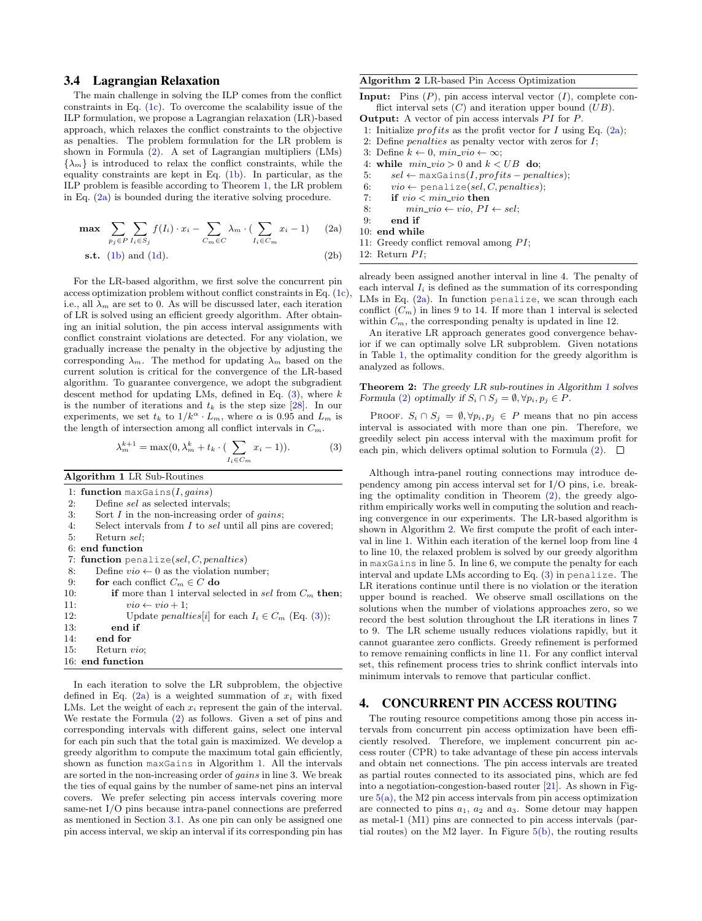### 3.4 Lagrangian Relaxation

The main challenge in solving the ILP comes from the conflict constraints in Eq. (1c). To overcome the scalability issue of the ILP formulation, we propose a Lagrangian relaxation (LR)-based approach, which relaxes the conflict constraints to the objective as penalties. The problem formulation for the LR problem is shown in Formula (2). A set of Lagrangian multipliers (LMs) $\{\lambda_m\}$ is introduced to relax the conflict constraints, while the equality constraints are kept in Eq. (1b). In particular, as the ILP problem is feasible according to Theorem 1, the LR problem in Eq. (2a) is bounded during the iterative solving procedure.

$$\textbf{max} \sum_{p_j \in P} \sum_{I_i \in S_j} f(I_i) \cdot x_i - \sum_{C_m \in C} \lambda_m \cdot (\sum_{I_i \in C_m} x_i - 1) \tag{2a}$$

$$\textbf{s.t.} \quad \text{(1b) and (1d).} \tag{2b}$$

For the LR-based algorithm, we first solve the concurrent pin access optimization problem without conflict constraints in Eq. (1c), i.e., all $\lambda_m$ are set to 0. As will be discussed later, each iteration of LR is solved using an efficient greedy algorithm. After obtaining an initial solution, the pin access interval assignments with conflict constraint violations are detected. For any violation, we gradually increase the penalty in the objective by adjusting the corresponding $\lambda_m$. The method for updating $\lambda_m$ based on the current solution is critical for the convergence of the LR-based algorithm. To guarantee convergence, we adopt the subgradient descent method for updating LMs, defined in Eq. (3), where $k$ is the number of iterations and $t_k$ is the step size [28]. In our experiments, we set $t_k$ to $1/k^\alpha \cdot L_m$, where $\alpha$ is 0.95 and $L_m$ is the length of intersection among all conflict intervals in $C_m$.

$$\lambda_m^{k+1} = \max(0, \lambda_m^k + t_k \cdot (\sum_{I_i \in C_m} x_i - 1)). \tag{3}$$

**Algorithm 1** LR Sub-Routines

```
1: function maxGains(I, gains)
2:     Define sel as selected intervals;
3:     Sort I in the non-increasing order of gains;
4:     Select intervals from I to sel until all pins are covered;
5:     Return sel;
6: end function
7: function penalize(sel, C, penalties)
8:     Define vio ← 0 as the violation number;
9:     for each conflict C_m ∈ C do
10:        if more than 1 interval selected in sel from C_m then;
11:            vio ← vio + 1;
12:            Update penalties[i] for each I_i ∈ C_m (Eq. (3));
13:        end if
14:    end for
15:    Return vio;
16: end function
```

In each iteration to solve the LR subproblem, the objective defined in Eq. (2a) is a weighted summation of $x_i$ with fixed LMs. Let the weight of each $x_i$ represent the gain of the interval. We restate the Formula (2) as follows. Given a set of pins and corresponding intervals with different gains, select one interval for each pin such that the total gain is maximized. We develop a greedy algorithm to compute the maximum total gain efficiently, shown as function `maxGains` in Algorithm 1. All the intervals are sorted in the non-increasing order of *gains* in line 3. We break the ties of equal gains by the number of same-net pins an interval covers. We prefer selecting pin access intervals covering more same-net I/O pins because intra-panel connections are preferred as mentioned in Section 3.1. As one pin can only be assigned one pin access interval, we skip an interval if its corresponding pin has already been assigned another interval in line 4. The penalty of each interval $I_i$ is defined as the summation of its corresponding LMs in Eq. (2a). In function `penalize`, we scan through each conflict ($C_m$) in lines 9 to 14. If more than 1 interval is selected within $C_m$, the corresponding penalty is updated in line 12.

**Algorithm 2** LR-based Pin Access Optimization

**Input:** Pins ($P$), pin access interval vector ($I$), complete conflict interval sets ($C$) and iteration upper bound ($UB$).
**Output:** A vector of pin access intervals $PI$ for $P$.

```
1: Initialize profits as the profit vector for I using Eq. (2a);
2: Define penalties as penalty vector with zeros for I;
3: Define k ← 0, min_vio ← ∞;
4: while min_vio > 0 and k < UB do
5:     sel ← maxGains(I, profits − penalties);
6:     vio ← penalize(sel, C, penalties);
7:     if vio < min_vio then
8:         min_vio ← vio, PI ← sel;
9:     end if
10: end while
11: Greedy conflict removal among PI;
12: Return PI;
```

An iterative LR approach generates good convergence behavior if we can optimally solve LR subproblem. Given notations in Table 1, the optimality condition for the greedy algorithm is analyzed as follows.

**Theorem 2:** *The greedy LR sub-routines in Algorithm 1 solves Formula (2) optimally if $S_i \cap S_j = \emptyset, \forall p_i, p_j \in P$.*

Proof. $S_i \cap S_j = \emptyset, \forall p_i, p_j \in P$ means that no pin access interval is associated with more than one pin. Therefore, we greedily select pin access interval with the maximum profit for each pin, which delivers optimal solution to Formula (2). ☐

Although intra-panel routing connections may introduce dependency among pin access interval set for I/O pins, i.e. breaking the optimality condition in Theorem (2), the greedy algorithm empirically works well in computing the solution and reaching convergence in our experiments. The LR-based algorithm is shown in Algorithm 2. We first compute the profit of each interval in line 1. Within each iteration of the kernel loop from line 4 to line 10, the relaxed problem is solved by our greedy algorithm in `maxGains` in line 5. In line 6, we compute the penalty for each interval and update LMs according to Eq. (3) in `penalize`. The LR iterations continue until there is no violation or the iteration upper bound is reached. We observe small oscillations on the solutions when the number of violations approaches zero, so we record the best solution throughout the LR iterations in lines 7 to 9. The LR scheme usually reduces violations rapidly, but it cannot guarantee zero conflicts. Greedy refinement is performed to remove remaining conflicts in line 11. For any conflict interval set, this refinement process tries to shrink conflict intervals into minimum intervals to remove that particular conflict.

## 4. CONCURRENT PIN ACCESS ROUTING

The routing resource competitions among those pin access intervals from concurrent pin access optimization have been efficiently resolved. Therefore, we implement concurrent pin access router (CPR) to take advantage of these pin access intervals and obtain net connections. The pin access intervals are treated as partial routes connected to its associated pins, which are fed into a negotiation-congestion-based router [21]. As shown in Figure 5(a), the M2 pin access intervals from pin access optimization are connected to pins $a_1$, $a_2$ and $a_3$. Some detour may happen as metal-1 (M1) pins are connected to pin access intervals (partial routes) on the M2 layer. In Figure 5(b), the routing results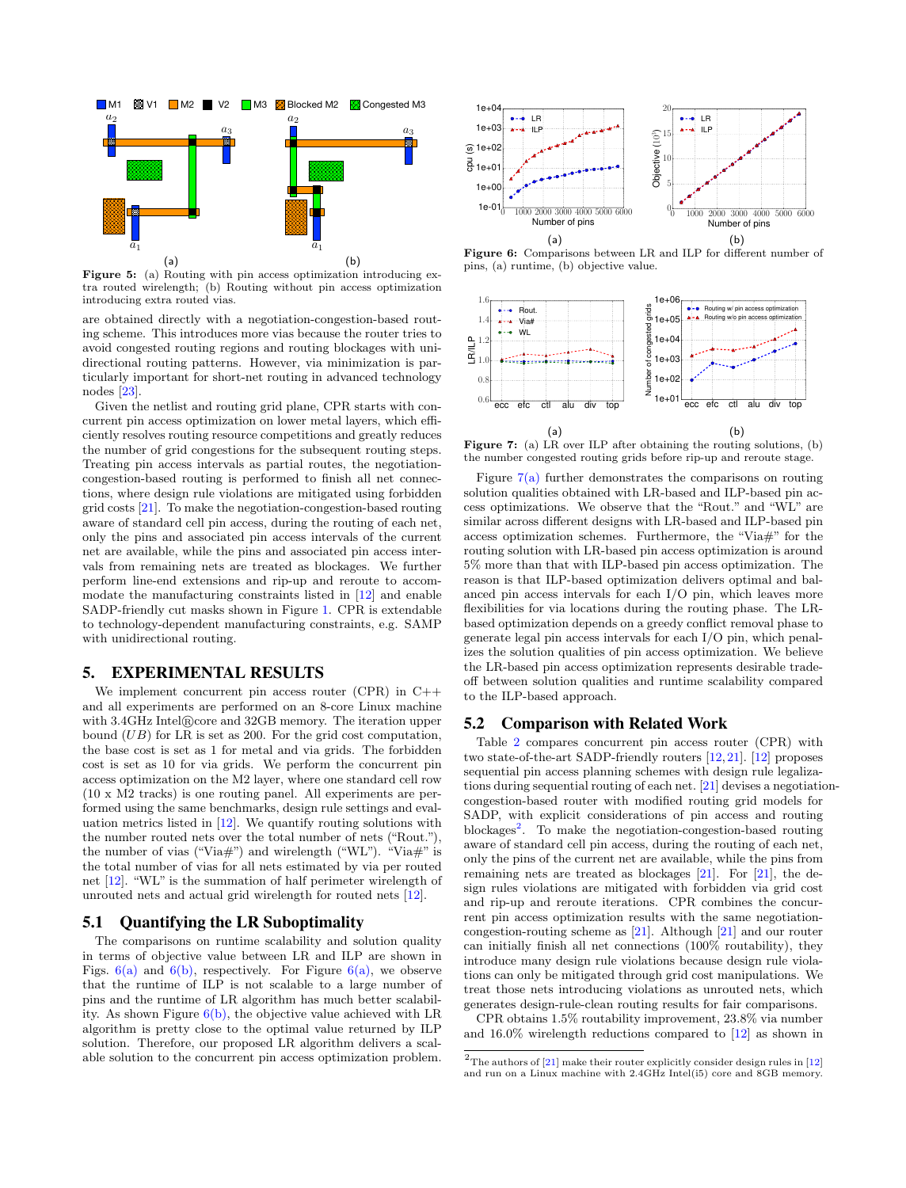M1 V1 M2 V2 M3 Blocked M2 Congested M3

$a_2$ $a_3$ $a_1$ (a)

$a_2$ $a_3$ $a_1$ (b)

**Figure 5:** (a) Routing with pin access optimization introducing extra routed wirelength; (b) Routing without pin access optimization introducing extra routed vias.

are obtained directly with a negotiation-congestion-based routing scheme. This introduces more vias because the router tries to avoid congested routing regions and routing blockages with unidirectional routing patterns. However, via minimization is particularly important for short-net routing in advanced technology nodes [23].

Given the netlist and routing grid plane, CPR starts with concurrent pin access optimization on lower metal layers, which efficiently resolves routing resource competitions and greatly reduces the number of grid congestions for the subsequent routing steps. Treating pin access intervals as partial routes, the negotiation-congestion-based routing is performed to finish all net connections, where design rule violations are mitigated using forbidden grid costs [21]. To make the negotiation-congestion-based routing aware of standard cell pin access, during the routing of each net, only the pins and associated pin access intervals of the current net are available, while the pins and associated pin access intervals from remaining nets are treated as blockages. We further perform line-end extensions and rip-up and reroute to accommodate the manufacturing constraints listed in [12] and enable SADP-friendly cut masks shown in Figure 1. CPR is extendable to technology-dependent manufacturing constraints, e.g. SAMP with unidirectional routing.

## 5. EXPERIMENTAL RESULTS

We implement concurrent pin access router (CPR) in C++ and all experiments are performed on an 8-core Linux machine with 3.4GHz Intel®core and 32GB memory. The iteration upper bound ($UB$) for LR is set as 200. For the grid cost computation, the base cost is set as 1 for metal and via grids. The forbidden cost is set as 10 for via grids. We perform the concurrent pin access optimization on the M2 layer, where one standard cell row (10 x M2 tracks) is one routing panel. All experiments are performed using the same benchmarks, design rule settings and evaluation metrics listed in [12]. We quantify routing solutions with the number routed nets over the total number of nets ("Rout."), the number of vias ("Via#") and wirelength ("WL"). "Via#" is the total number of vias for all nets estimated by via per routed net [12]. "WL" is the summation of half perimeter wirelength of unrouted nets and actual grid wirelength for routed nets [12].

### 5.1 Quantifying the LR Suboptimality

The comparisons on runtime scalability and solution quality in terms of objective value between LR and ILP are shown in Figs. 6(a) and 6(b), respectively. For Figure 6(a), we observe that the runtime of ILP is not scalable to a large number of pins and the runtime of LR algorithm has much better scalability. As shown Figure 6(b), the objective value achieved with LR algorithm is pretty close to the optimal value returned by ILP solution. Therefore, our proposed LR algorithm delivers a scalable solution to the concurrent pin access optimization problem.

cpu (s)
1e+04
1e+03
1e+02
1e+01
1e+00
1e-01
LR
ILP
0 1000 2000 3000 4000 5000 6000
Number of pins
(a)

Objective ($10^3$)
20
15
10
5
0
LR
ILP
0 1000 2000 3000 4000 5000 6000
Number of pins
(b)

**Figure 6:** Comparisons between LR and ILP for different number of pins, (a) runtime, (b) objective value.

LR/ILP
1.6
1.4
1.2
1.0
0.8
0.6
Rout.
Via#
WL
ecc efc ctl alu div top
(a)

Number of congested grids
1e+06
1e+05
1e+04
1e+03
1e+02
1e+01
Routing w/ pin access optimization
Routing w/o pin access optimization
ecc efc ctl alu div top
(b)

**Figure 7:** (a) LR over ILP after obtaining the routing solutions, (b) the number congested routing grids before rip-up and reroute stage.

Figure 7(a) further demonstrates the comparisons on routing solution qualities obtained with LR-based and ILP-based pin access optimizations. We observe that the "Rout." and "WL" are similar across different designs with LR-based and ILP-based pin access optimization schemes. Furthermore, the "Via#" for the routing solution with LR-based pin access optimization is around 5% more than that with ILP-based pin access optimization. The reason is that ILP-based optimization delivers optimal and balanced pin access intervals for each I/O pin, which leaves more flexibilities for via locations during the routing phase. The LR-based optimization depends on a greedy conflict removal phase to generate legal pin access intervals for each I/O pin, which penalizes the solution qualities of pin access optimization. We believe the LR-based pin access optimization represents desirable trade-off between solution qualities and runtime scalability compared to the ILP-based approach.

### 5.2 Comparison with Related Work

Table 2 compares concurrent pin access router (CPR) with two state-of-the-art SADP-friendly routers [12, 21]. [12] proposes sequential pin access planning schemes with design rule legalizations during sequential routing of each net. [21] devises a negotiation-congestion-based router with modified routing grid models for SADP, with explicit considerations of pin access and routing blockages[2]. To make the negotiation-congestion-based routing aware of standard cell pin access, during the routing of each net, only the pins of the current net are available, while the pins from remaining nets are treated as blockages [21]. For [21], the design rules violations are mitigated with forbidden via grid cost and rip-up and reroute iterations. CPR combines the concurrent pin access optimization results with the same negotiation-congestion-routing scheme as [21]. Although [21] and our router can initially finish all net connections (100% routability), they introduce many design rule violations because design rule violations can only be mitigated through grid cost manipulations. We treat those nets introducing violations as unrouted nets, which generates design-rule-clean routing results for fair comparisons.

CPR obtains 1.5% routability improvement, 23.8% via number and 16.0% wirelength reductions compared to [12] as shown in

[2]The authors of [21] make their router explicitly consider design rules in [12] and run on a Linux machine with 2.4GHz Intel(i5) core and 8GB memory.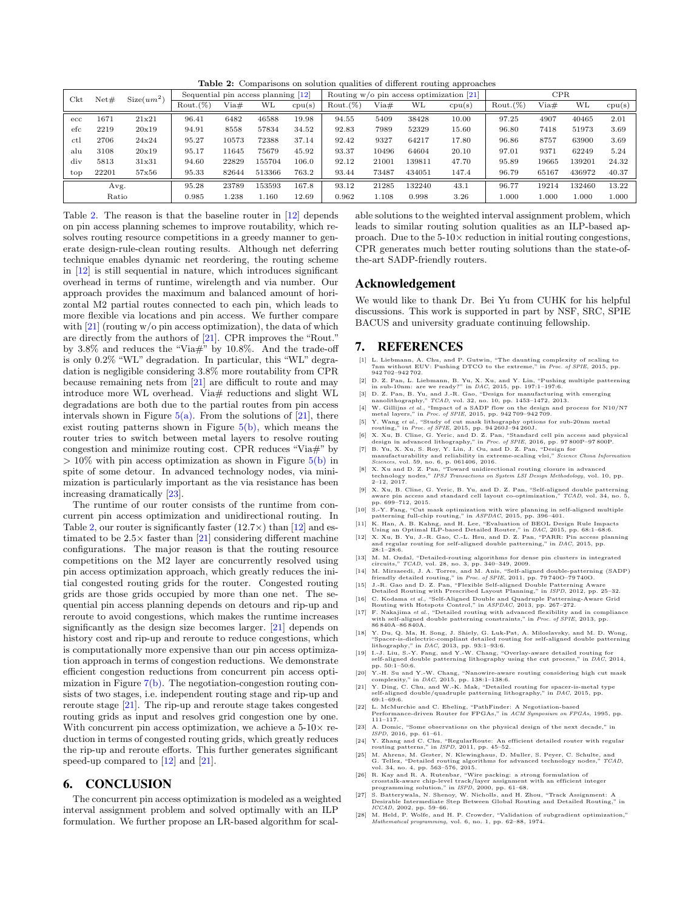**Table 2:** Comparisons on solution qualities of different routing approaches

| Ckt | Net# | Size($um^2$) | Sequential pin access planning [12] | | | | Routing w/o pin access optimization [21] | | | | CPR | | | |
|---|---|---|---|---|---|---|---|---|---|---|---|---|---|---|
| | | | Rout.(%) | Via# | WL | cpu(s) | Rout.(%) | Via# | WL | cpu(s) | Rout.(%) | Via# | WL | cpu(s) |
| ecc | 1671 | 21x21 | 96.41 | 6482 | 46588 | 19.98 | 94.55 | 5409 | 38428 | 10.00 | 97.25 | 4907 | 40465 | 2.01 |
| efc | 2219 | 20x19 | 94.91 | 8558 | 57834 | 34.52 | 92.83 | 7989 | 52329 | 15.60 | 96.80 | 7418 | 51973 | 3.69 |
| ctl | 2706 | 24x24 | 95.27 | 10573 | 72388 | 37.14 | 92.42 | 9327 | 64217 | 17.80 | 96.86 | 8757 | 63900 | 3.69 |
| alu | 3108 | 20x19 | 95.17 | 11645 | 75679 | 45.92 | 93.37 | 10496 | 64604 | 20.10 | 97.01 | 9371 | 62249 | 5.24 |
| div | 5813 | 31x31 | 94.60 | 22829 | 155704 | 106.0 | 92.12 | 21001 | 139811 | 47.70 | 95.89 | 19665 | 139201 | 24.32 |
| top | 22201 | 57x56 | 95.33 | 82644 | 513366 | 763.2 | 93.44 | 73487 | 434051 | 147.4 | 96.79 | 65167 | 436972 | 40.37 |
| Avg. | | | 95.28 | 23789 | 153593 | 167.8 | 93.12 | 21285 | 132240 | 43.1 | 96.77 | 19214 | 132460 | 13.22 |
| Ratio | | | 0.985 | 1.238 | 1.160 | 12.69 | 0.962 | 1.108 | 0.998 | 3.26 | 1.000 | 1.000 | 1.000 | 1.000 |

Table 2. The reason is that the baseline router in [12] depends on pin access planning schemes to improve routability, which resolves routing resource competitions in a greedy manner to generate design-rule-clean routing results. Although net deferring technique enables dynamic net reordering, the routing scheme in [12] is still sequential in nature, which introduces significant overhead in terms of runtime, wirelength and via number. Our approach provides the maximum and balanced amount of horizontal M2 partial routes connected to each pin, which leads to more flexible via locations and pin access. We further compare with [21] (routing w/o pin access optimization), the data of which are directly from the authors of [21]. CPR improves the "Rout." by 3.8% and reduces the "Via#" by 10.8%. And the trade-off is only 0.2% "WL" degradation. In particular, this "WL" degradation is negligible considering 3.8% more routability from CPR because remaining nets from [21] are difficult to route and may introduce more WL overhead. Via# reductions and slight WL degradations are both due to the partial routes from pin access intervals shown in Figure 5(a). From the solutions of [21], there exist routing patterns shown in Figure 5(b), which means the router tries to switch between metal layers to resolve routing congestion and minimize routing cost. CPR reduces "Via#" by > 10% with pin access optimization as shown in Figure 5(b) in spite of some detour. In advanced technology nodes, via minimization is particularly important as the via resistance has been increasing dramatically [23].

The runtime of our router consists of the runtime from concurrent pin access optimization and unidirectional routing. In Table 2, our router is significantly faster (12.7×) than [12] and estimated to be 2.5× faster than [21] considering different machine configurations. The major reason is that the routing resource competitions on the M2 layer are concurrently resolved using pin access optimization approach, which greatly reduces the initial congested routing grids for the router. Congested routing grids are those grids occupied by more than one net. The sequential pin access planning depends on detours and rip-up and reroute to avoid congestions, which makes the runtime increases significantly as the design size becomes larger. [21] depends on history cost and rip-up and reroute to reduce congestions, which is computationally more expensive than our pin access optimization approach in terms of congestion reductions. We demonstrate efficient congestion reductions from concurrent pin access optimization in Figure 7(b). The negotiation-congestion routing consists of two stages, i.e. independent routing stage and rip-up and reroute stage [21]. The rip-up and reroute stage takes congested routing grids as input and resolves grid congestion one by one. With concurrent pin access optimization, we achieve a 5-10× reduction in terms of congested routing grids, which greatly reduces the rip-up and reroute efforts. This further generates significant speed-up compared to [12] and [21].

# 6. CONCLUSION

The concurrent pin access optimization is modeled as a weighted interval assignment problem and solved optimally with an ILP formulation. We further propose an LR-based algorithm for scalable solutions to the weighted interval assignment problem, which leads to similar routing solution qualities as an ILP-based approach. Due to the 5-10× reduction in initial routing congestions, CPR generates much better routing solutions than the state-of-the-art SADP-friendly routers.

# Acknowledgement

We would like to thank Dr. Bei Yu from CUHK for his helpful discussions. This work is supported in part by NSF, SRC, SPIE BACUS and university graduate continuing fellowship.

# 7. REFERENCES

[1] L. Liebmann, A. Chu, and P. Gutwin, "The daunting complexity of scaling to 7nm without EUV: Pushing DTCO to the extreme," in *Proc. of SPIE*, 2015, pp. 942 702–942 702.

[2] D. Z. Pan, L. Liebmann, B. Yu, X. Xu, and Y. Lin, "Pushing multiple patterning in sub-10nm: are we ready?" in *DAC*, 2015, pp. 197:1–197:6.

[3] D. Z. Pan, B. Yu, and J.-R. Gao, "Design for manufacturing with emerging nanolithography," *TCAD*, vol. 32, no. 10, pp. 1453–1472, 2013.

[4] W. Gillijns *et al.*, "Impact of a SADP flow on the design and process for N10/N7 metal layers," in *Proc. of SPIE*, 2015, pp. 942 709–942 709.

[5] Y. Wang *et al.*, "Study of cut mask lithography options for sub-20nm metal routing," in *Proc. of SPIE*, 2015, pp. 94 260J–94 260J.

[6] X. Xu, B. Cline, G. Yeric, and D. Z. Pan, "Standard cell pin access and physical design in advanced lithography," in *Proc. of SPIE*, 2016, pp. 97 800P–97 800P.

[7] B. Yu, X. Xu, S. Roy, Y. Lin, J. Ou, and D. Z. Pan, "Design for manufacturability and reliability in extreme-scaling vlsi," *Science China Information Sciences*, vol. 59, no. 6, p. 061406, 2016.

[8] X. Xu and D. Z. Pan, "Toward unidirectional routing closure in advanced technology nodes," *IPSJ Transactions on System LSI Design Methodology*, vol. 10, pp. 2–12, 2017.

[9] X. Xu, B. Cline, G. Yeric, B. Yu, and D. Z. Pan, "Self-aligned double patterning aware pin access and standard cell layout co-optimization," *TCAD*, vol. 34, no. 5, pp. 699–712, 2015.

[10] S.-Y. Fang, "Cut mask optimization with wire planning in self-aligned multiple patterning full-chip routing," in *ASPDAC*, 2015, pp. 396–401.

[11] K. Han, A. B. Kahng, and H. Lee, "Evaluation of BEOL Design Rule Impacts Using an Optimal ILP-based Detailed Router," in *DAC*, 2015, pp. 68:1–68:6.

[12] X. Xu, B. Yu, J.-R. Gao, C.-L. Hsu, and D. Z. Pan, "PARR: Pin access planning and regular routing for self-aligned double patterning," in *DAC*, 2015, pp. 28:1–28:6.

[13] M. M. Ozdal, "Detailed-routing algorithms for dense pin clusters in integrated circuits," *TCAD*, vol. 28, no. 3, pp. 340–349, 2009.

[14] M. Mirsaeedi, J. A. Torres, and M. Anis, "Self-aligned double-patterning (SADP) friendly detailed routing," in *Proc. of SPIE*, 2011, pp. 79 740O–79 740O.

[15] J.-R. Gao and D. Z. Pan, "Flexible Self-aligned Double Patterning Aware Detailed Routing with Prescribed Layout Planning," in *ISPD*, 2012, pp. 25–32.

[16] C. Kodama *et al.*, "Self-Aligned Double and Quadruple Patterning-Aware Grid Routing with Hotspots Control," in *ASPDAC*, 2013, pp. 267–272.

[17] F. Nakajima *et al.*, "Detailed routing with advanced flexibility and in compliance with self-aligned double patterning constraints," in *Proc. of SPIE*, 2013, pp. 86 840A–86 840A.

[18] Y. Du, Q. Ma, H. Song, J. Shiely, G. Luk-Pat, A. Miloslavsky, and M. D. Wong, "Spacer-is-dielectric-compliant detailed routing for self-aligned double patterning lithography," in *DAC*, 2013, pp. 93:1–93:6.

[19] I.-J. Liu, S.-Y. Fang, and Y.-W. Chang, "Overlay-aware detailed routing for self-aligned double patterning lithography using the cut process," in *DAC*, 2014, pp. 50:1–50:6.

[20] Y.-H. Su and Y.-W. Chang, "Nanowire-aware routing considering high cut mask complexity," in *DAC*, 2015, pp. 138:1–138:6.

[21] Y. Ding, C. Chu, and W.-K. Mak, "Detailed routing for spacer-is-metal type self-aligned double/quadruple patterning lithography," in *DAC*, 2015, pp. 69:1–69:6.

[22] L. McMurchie and C. Ebeling, "PathFinder: A Negotiation-based Performance-driven Router for FPGAs," in *ACM Symposium on FPGAs*, 1995, pp. 111–117.

[23] A. Domic, "Some observations on the physical design of the next decade," in *ISPD*, 2016, pp. 61–61.

[24] Y. Zhang and C. Chu, "RegularRoute: An efficient detailed router with regular routing patterns," in *ISPD*, 2011, pp. 45–52.

[25] M. Ahrens, M. Gester, N. Klewinghaus, D. Muller, S. Peyer, C. Schulte, and G. Tellez, "Detailed routing algorithms for advanced technology nodes," *TCAD*, vol. 34, no. 4, pp. 563–576, 2015.

[26] R. Kay and R. A. Rutenbar, "Wire packing: a strong formulation of crosstalk-aware chip-level track/layer assignment with an efficient integer programming solution," in *ISPD*, 2000, pp. 61–68.

[27] S. Batterywala, N. Shenoy, W. Nicholls, and H. Zhou, "Track Assignment: A Desirable Intermediate Step Between Global Routing and Detailed Routing," in *ICCAD*, 2002, pp. 59–66.

[28] M. Held, P. Wolfe, and H. P. Crowder, "Validation of subgradient optimization," *Mathematical programming*, vol. 6, no. 1, pp. 62–88, 1974.